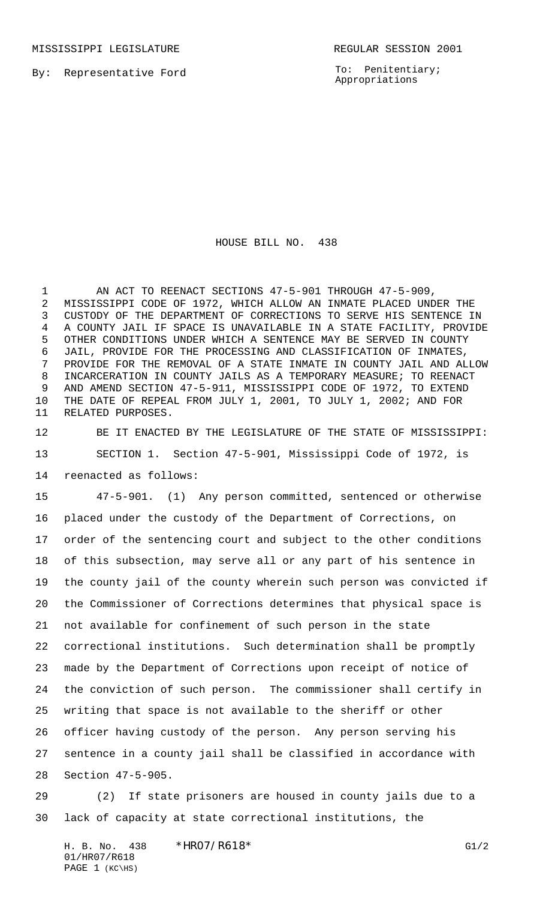MISSISSIPPI LEGISLATURE REGULAR SESSION 2001

By: Representative Ford

To: Penitentiary; Appropriations

# HOUSE BILL NO. 438

AN ACT TO REENACT SECTIONS 47-5-901 THROUGH 47-5-909, MISSISSIPPI CODE OF 1972, WHICH ALLOW AN INMATE PLACED UNDER THE CUSTODY OF THE DEPARTMENT OF CORRECTIONS TO SERVE HIS SENTENCE IN A COUNTY JAIL IF SPACE IS UNAVAILABLE IN A STATE FACILITY, PROVIDE OTHER CONDITIONS UNDER WHICH A SENTENCE MAY BE SERVED IN COUNTY JAIL, PROVIDE FOR THE PROCESSING AND CLASSIFICATION OF INMATES, PROVIDE FOR THE REMOVAL OF A STATE INMATE IN COUNTY JAIL AND ALLOW INCARCERATION IN COUNTY JAILS AS A TEMPORARY MEASURE; TO REENACT AND AMEND SECTION 47-5-911, MISSISSIPPI CODE OF 1972, TO EXTEND THE DATE OF REPEAL FROM JULY 1, 2001, TO JULY 1, 2002; AND FOR RELATED PURPOSES.

BE IT ENACTED BY THE LEGISLATURE OF THE STATE OF MISSISSIPPI:

SECTION 1. Section 47-5-901, Mississippi Code of 1972, is reenacted as follows:

47-5-901. (1) Any person committed, sentenced or otherwise placed under the custody of the Department of Corrections, on order of the sentencing court and subject to the other conditions of this subsection, may serve all or any part of his sentence in the county jail of the county wherein such person was convicted if the Commissioner of Corrections determines that physical space is not available for confinement of such person in the state correctional institutions. Such determination shall be promptly made by the Department of Corrections upon receipt of notice of the conviction of such person. The commissioner shall certify in writing that space is not available to the sheriff or other officer having custody of the person. Any person serving his sentence in a county jail shall be classified in accordance with Section 47-5-905.

(2) If state prisoners are housed in county jails due to a lack of capacity at state correctional institutions, the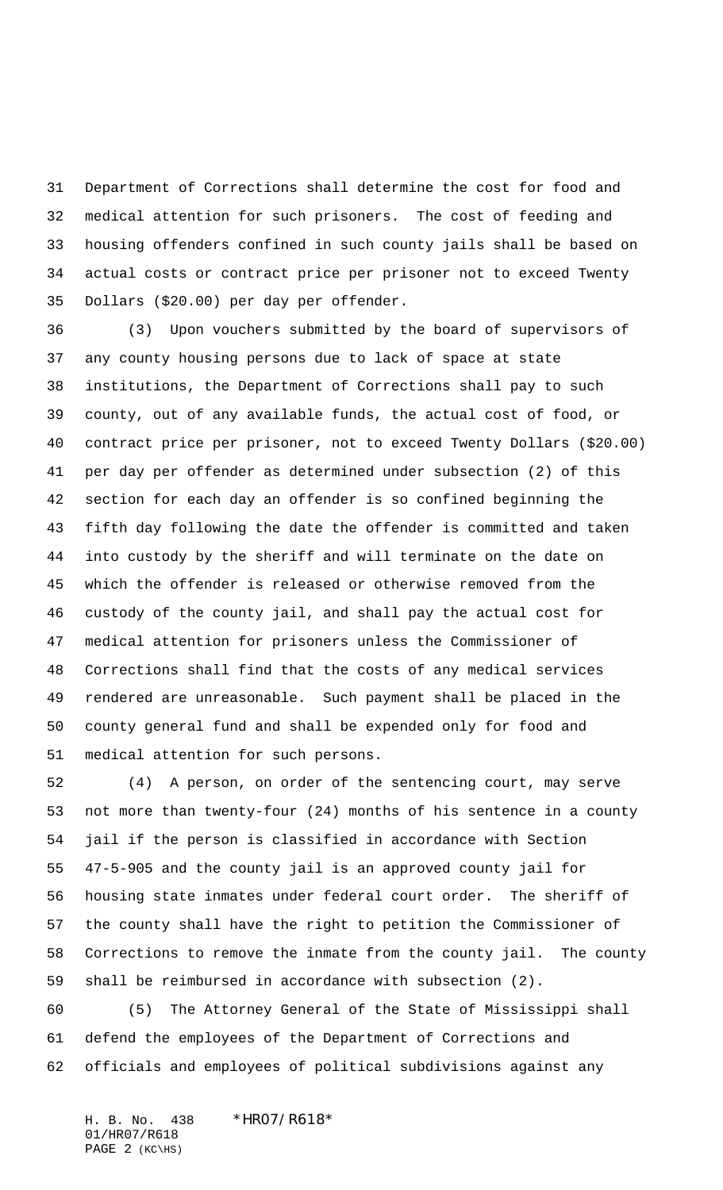Department of Corrections shall determine the cost for food and medical attention for such prisoners. The cost of feeding and housing offenders confined in such county jails shall be based on actual costs or contract price per prisoner not to exceed Twenty Dollars ($20.00) per day per offender.

(3) Upon vouchers submitted by the board of supervisors of any county housing persons due to lack of space at state institutions, the Department of Corrections shall pay to such county, out of any available funds, the actual cost of food, or contract price per prisoner, not to exceed Twenty Dollars ($20.00) per day per offender as determined under subsection (2) of this section for each day an offender is so confined beginning the fifth day following the date the offender is committed and taken into custody by the sheriff and will terminate on the date on which the offender is released or otherwise removed from the custody of the county jail, and shall pay the actual cost for medical attention for prisoners unless the Commissioner of Corrections shall find that the costs of any medical services rendered are unreasonable. Such payment shall be placed in the county general fund and shall be expended only for food and medical attention for such persons.

(4) A person, on order of the sentencing court, may serve not more than twenty-four (24) months of his sentence in a county jail if the person is classified in accordance with Section 47-5-905 and the county jail is an approved county jail for housing state inmates under federal court order. The sheriff of the county shall have the right to petition the Commissioner of Corrections to remove the inmate from the county jail. The county shall be reimbursed in accordance with subsection (2).

(5) The Attorney General of the State of Mississippi shall defend the employees of the Department of Corrections and officials and employees of political subdivisions against any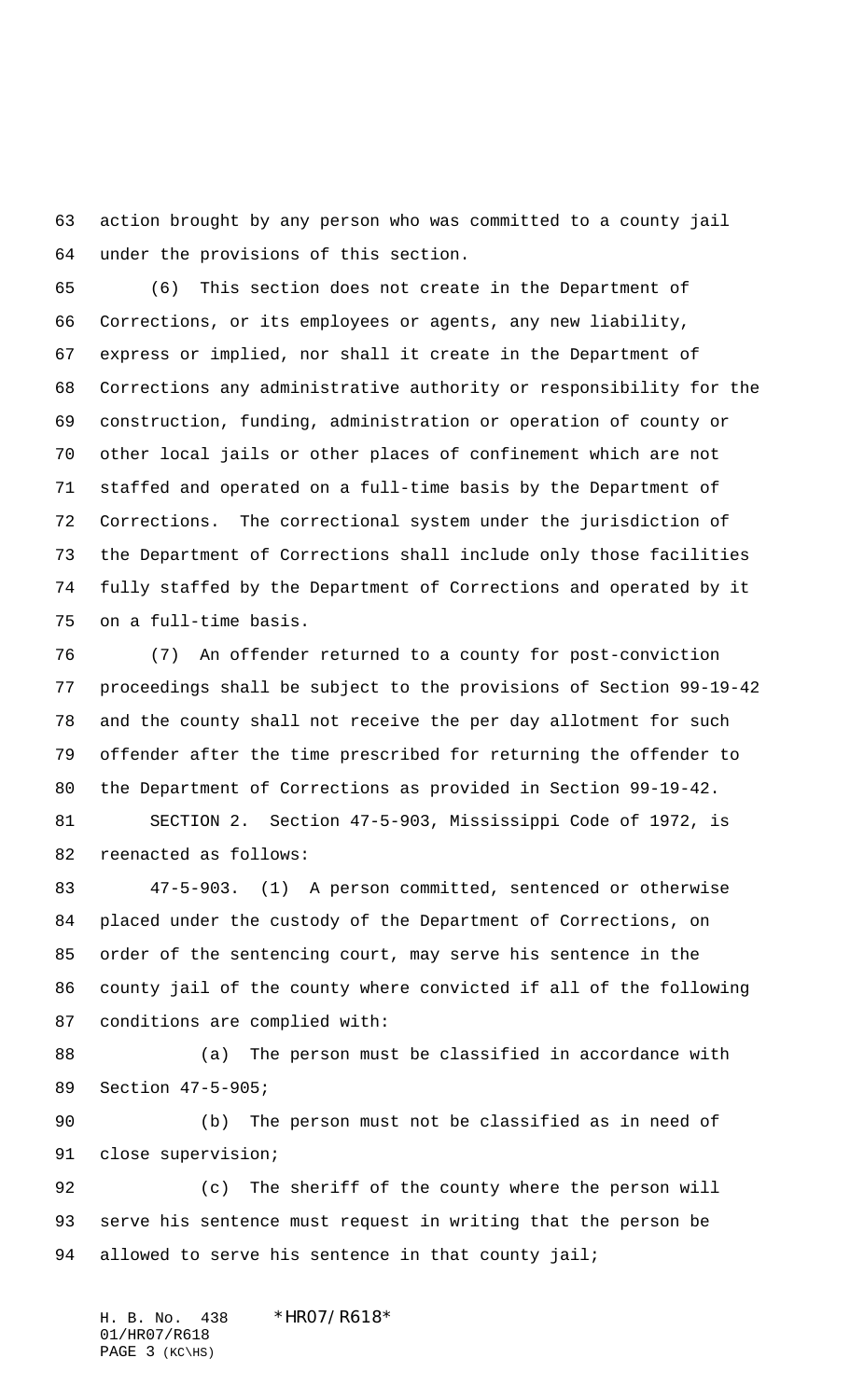action brought by any person who was committed to a county jail under the provisions of this section.

(6) This section does not create in the Department of Corrections, or its employees or agents, any new liability, express or implied, nor shall it create in the Department of Corrections any administrative authority or responsibility for the construction, funding, administration or operation of county or other local jails or other places of confinement which are not staffed and operated on a full-time basis by the Department of Corrections. The correctional system under the jurisdiction of the Department of Corrections shall include only those facilities fully staffed by the Department of Corrections and operated by it on a full-time basis.

(7) An offender returned to a county for post-conviction proceedings shall be subject to the provisions of Section 99-19-42 and the county shall not receive the per day allotment for such offender after the time prescribed for returning the offender to the Department of Corrections as provided in Section 99-19-42.

SECTION 2. Section 47-5-903, Mississippi Code of 1972, is reenacted as follows:

47-5-903. (1) A person committed, sentenced or otherwise placed under the custody of the Department of Corrections, on order of the sentencing court, may serve his sentence in the county jail of the county where convicted if all of the following conditions are complied with:

(a) The person must be classified in accordance with Section 47-5-905;

(b) The person must not be classified as in need of close supervision;

(c) The sheriff of the county where the person will serve his sentence must request in writing that the person be allowed to serve his sentence in that county jail;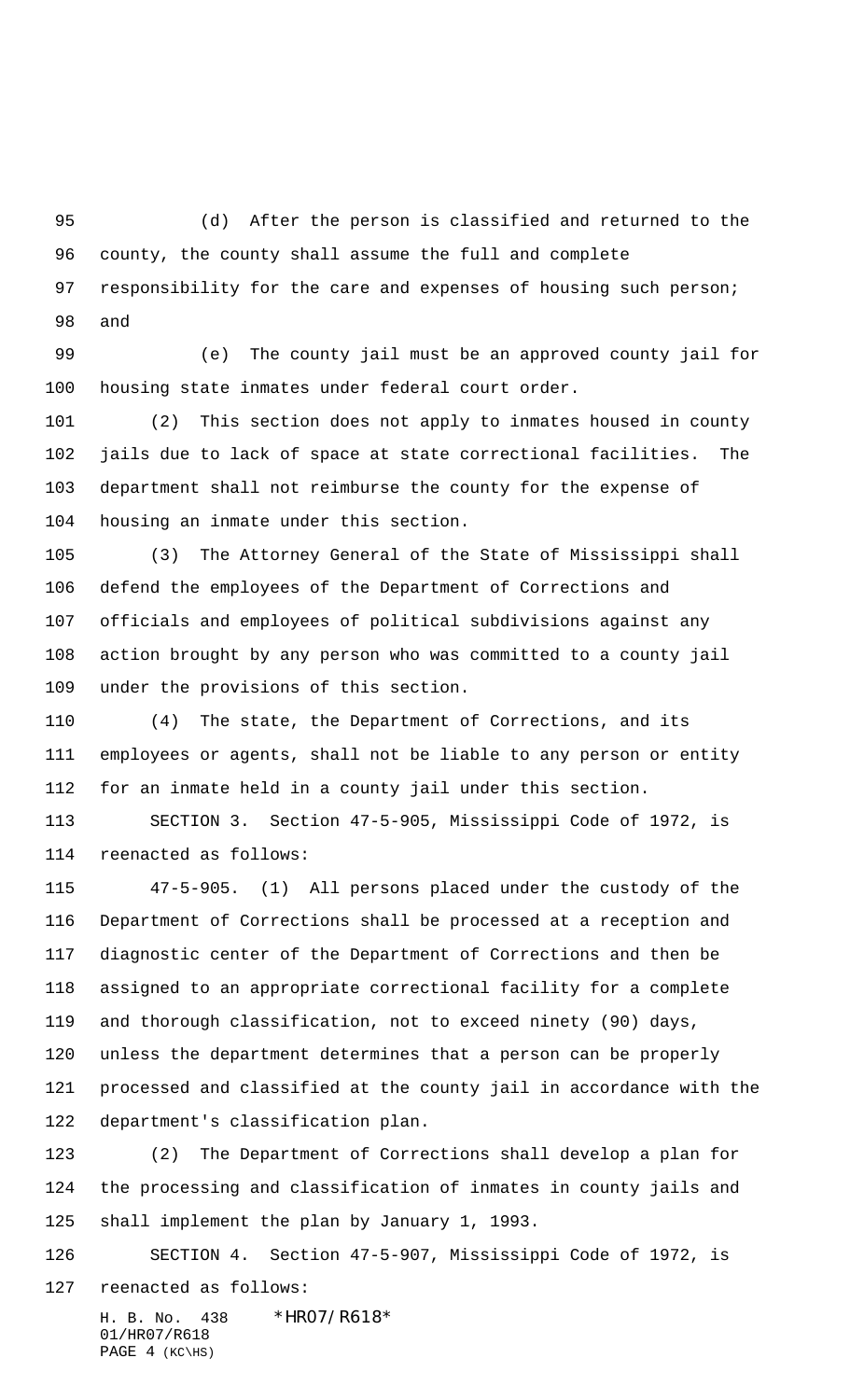(d) After the person is classified and returned to the county, the county shall assume the full and complete responsibility for the care and expenses of housing such person; and

(e) The county jail must be an approved county jail for housing state inmates under federal court order.

(2) This section does not apply to inmates housed in county jails due to lack of space at state correctional facilities. The department shall not reimburse the county for the expense of housing an inmate under this section.

(3) The Attorney General of the State of Mississippi shall defend the employees of the Department of Corrections and officials and employees of political subdivisions against any action brought by any person who was committed to a county jail under the provisions of this section.

(4) The state, the Department of Corrections, and its employees or agents, shall not be liable to any person or entity for an inmate held in a county jail under this section.

SECTION 3. Section 47-5-905, Mississippi Code of 1972, is reenacted as follows:

47-5-905. (1) All persons placed under the custody of the Department of Corrections shall be processed at a reception and diagnostic center of the Department of Corrections and then be assigned to an appropriate correctional facility for a complete and thorough classification, not to exceed ninety (90) days, unless the department determines that a person can be properly processed and classified at the county jail in accordance with the department's classification plan.

(2) The Department of Corrections shall develop a plan for the processing and classification of inmates in county jails and shall implement the plan by January 1, 1993.

SECTION 4. Section 47-5-907, Mississippi Code of 1972, is reenacted as follows: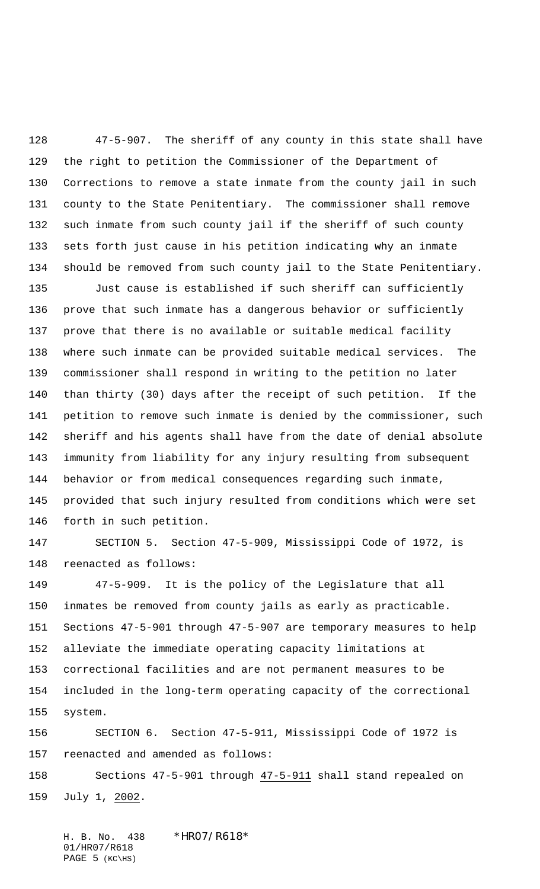47-5-907. The sheriff of any county in this state shall have the right to petition the Commissioner of the Department of Corrections to remove a state inmate from the county jail in such county to the State Penitentiary. The commissioner shall remove such inmate from such county jail if the sheriff of such county sets forth just cause in his petition indicating why an inmate should be removed from such county jail to the State Penitentiary.

Just cause is established if such sheriff can sufficiently prove that such inmate has a dangerous behavior or sufficiently prove that there is no available or suitable medical facility where such inmate can be provided suitable medical services. The commissioner shall respond in writing to the petition no later than thirty (30) days after the receipt of such petition. If the petition to remove such inmate is denied by the commissioner, such sheriff and his agents shall have from the date of denial absolute immunity from liability for any injury resulting from subsequent behavior or from medical consequences regarding such inmate, provided that such injury resulted from conditions which were set forth in such petition.

SECTION 5. Section 47-5-909, Mississippi Code of 1972, is reenacted as follows:

47-5-909. It is the policy of the Legislature that all inmates be removed from county jails as early as practicable. Sections 47-5-901 through 47-5-907 are temporary measures to help alleviate the immediate operating capacity limitations at correctional facilities and are not permanent measures to be included in the long-term operating capacity of the correctional system.

SECTION 6. Section 47-5-911, Mississippi Code of 1972 is reenacted and amended as follows:

Sections 47-5-901 through 47-5-911 shall stand repealed on July 1, 2002.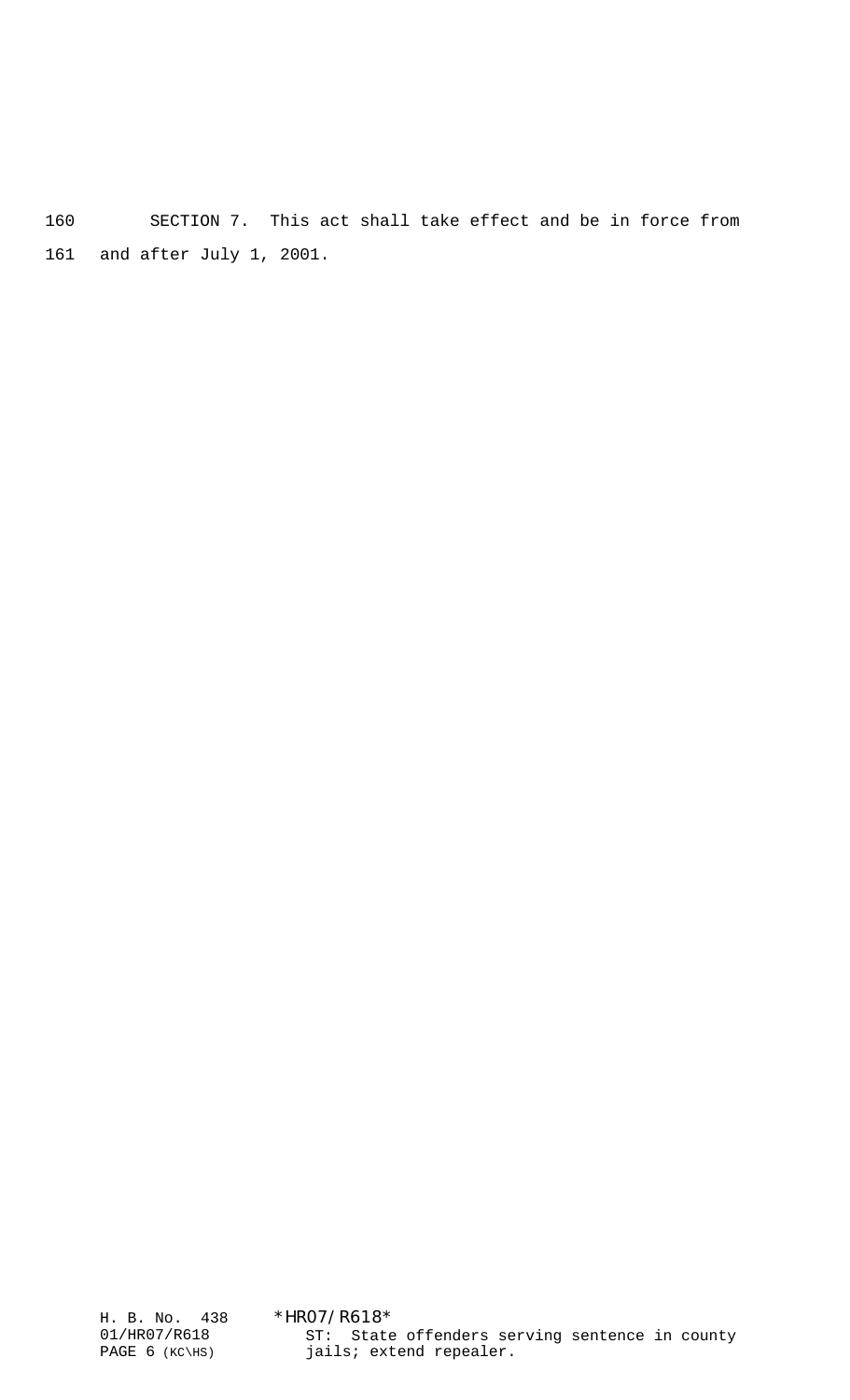160 SECTION 7. This act shall take effect and be in force from
161 and after July 1, 2001.